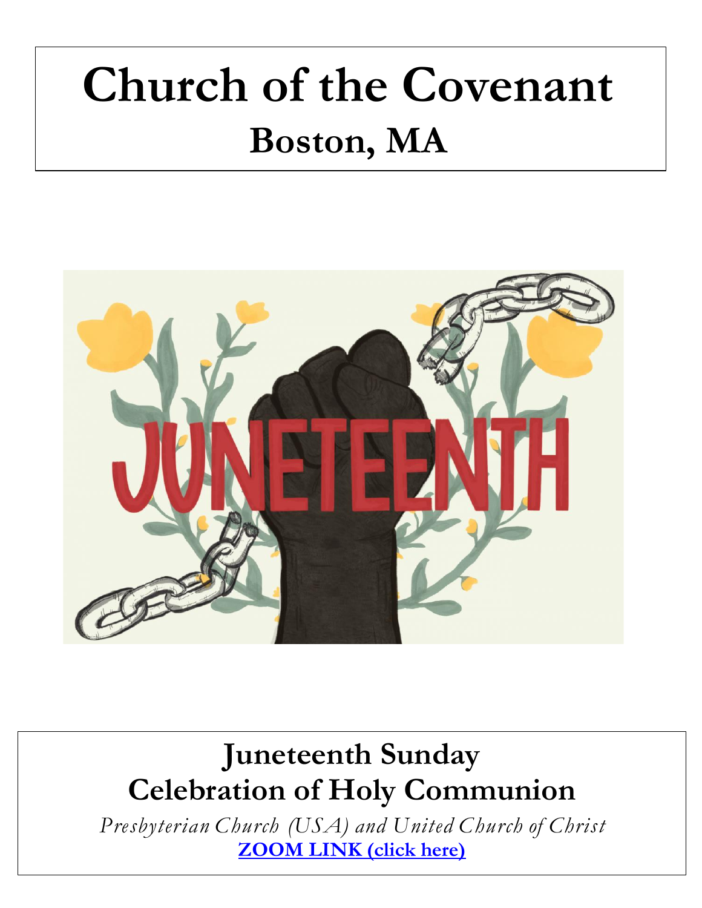# Church of the Covenant

## Boston, MA

## Juneteenth Sunday
## Celebration of Holy Communion

*Presbyterian Church (USA) and United Church of Christ*

**ZOOM LINK (click here)**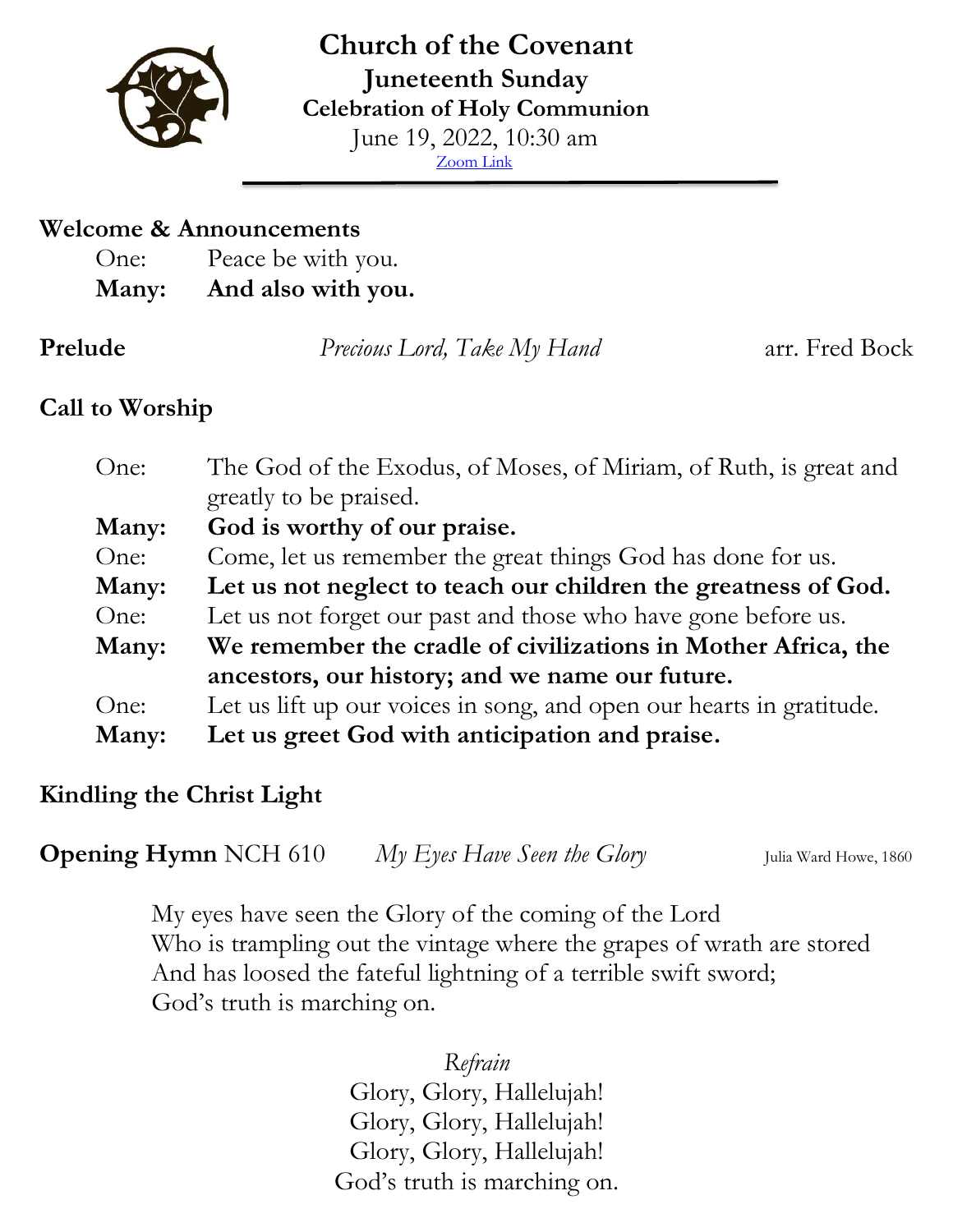# Church of the Covenant

## Juneteenth Sunday

### Celebration of Holy Communion

June 19, 2022, 10:30 am

Zoom Link

---

**Welcome & Announcements**

One: Peace be with you.
**Many: And also with you.**

**Prelude** *Precious Lord, Take My Hand* arr. Fred Bock

**Call to Worship**

One: The God of the Exodus, of Moses, of Miriam, of Ruth, is great and greatly to be praised.
**Many: God is worthy of our praise.**
One: Come, let us remember the great things God has done for us.
**Many: Let us not neglect to teach our children the greatness of God.**
One: Let us not forget our past and those who have gone before us.
**Many: We remember the cradle of civilizations in Mother Africa, the ancestors, our history; and we name our future.**
One: Let us lift up our voices in song, and open our hearts in gratitude.
**Many: Let us greet God with anticipation and praise.**

**Kindling the Christ Light**

**Opening Hymn** NCH 610 *My Eyes Have Seen the Glory* Julia Ward Howe, 1860

My eyes have seen the Glory of the coming of the Lord
Who is trampling out the vintage where the grapes of wrath are stored
And has loosed the fateful lightning of a terrible swift sword;
God's truth is marching on.

*Refrain*
Glory, Glory, Hallelujah!
Glory, Glory, Hallelujah!
Glory, Glory, Hallelujah!
God's truth is marching on.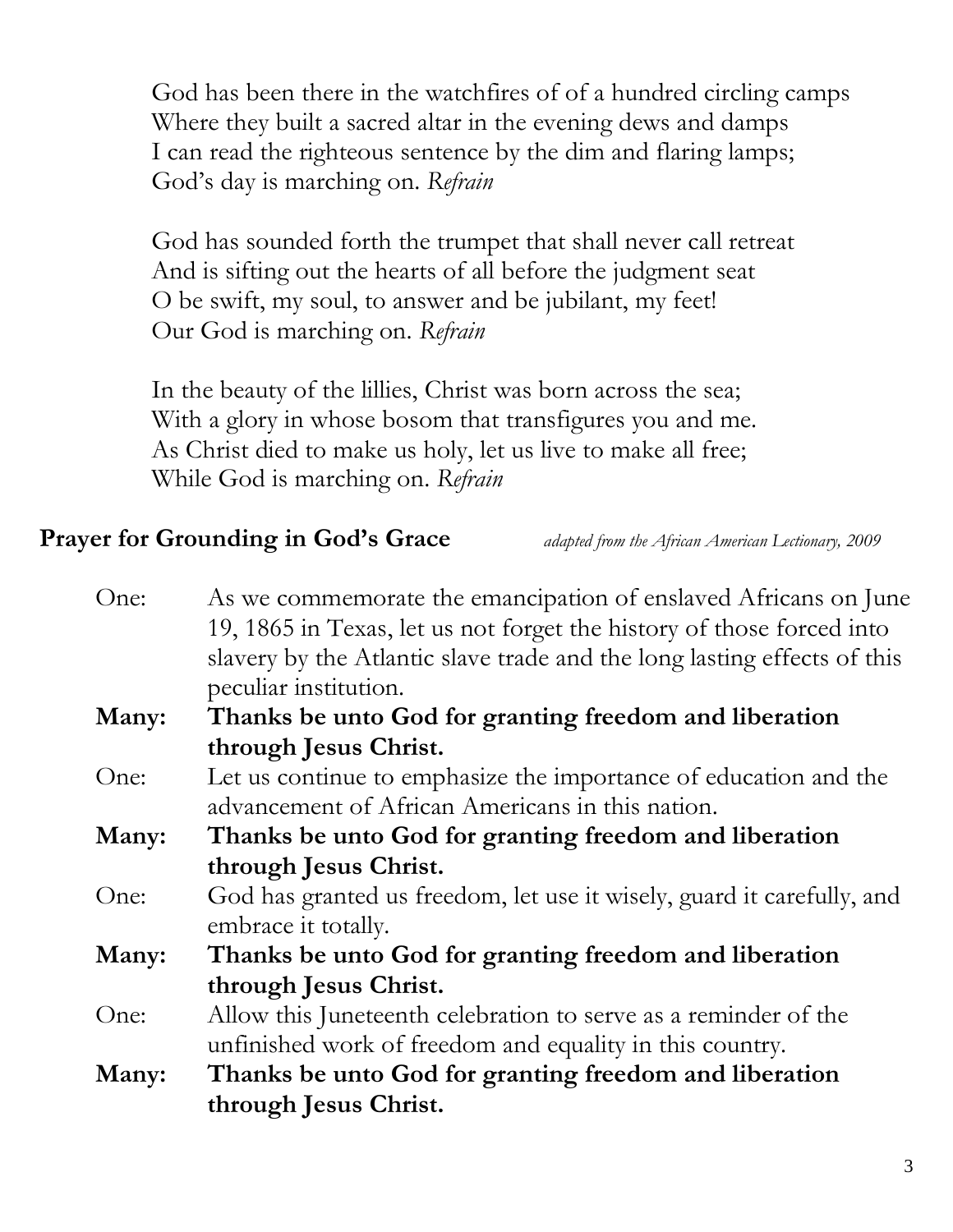God has been there in the watchfires of of a hundred circling camps
Where they built a sacred altar in the evening dews and damps
I can read the righteous sentence by the dim and flaring lamps;
God's day is marching on. *Refrain*

God has sounded forth the trumpet that shall never call retreat
And is sifting out the hearts of all before the judgment seat
O be swift, my soul, to answer and be jubilant, my feet!
Our God is marching on. *Refrain*

In the beauty of the lillies, Christ was born across the sea;
With a glory in whose bosom that transfigures you and me.
As Christ died to make us holy, let us live to make all free;
While God is marching on. *Refrain*

**Prayer for Grounding in God's Grace** *adapted from the African American Lectionary, 2009*

One: As we commemorate the emancipation of enslaved Africans on June 19, 1865 in Texas, let us not forget the history of those forced into slavery by the Atlantic slave trade and the long lasting effects of this peculiar institution.

**Many: Thanks be unto God for granting freedom and liberation through Jesus Christ.**

One: Let us continue to emphasize the importance of education and the advancement of African Americans in this nation.

**Many: Thanks be unto God for granting freedom and liberation through Jesus Christ.**

One: God has granted us freedom, let use it wisely, guard it carefully, and embrace it totally.

**Many: Thanks be unto God for granting freedom and liberation through Jesus Christ.**

One: Allow this Juneteenth celebration to serve as a reminder of the unfinished work of freedom and equality in this country.

**Many: Thanks be unto God for granting freedom and liberation through Jesus Christ.**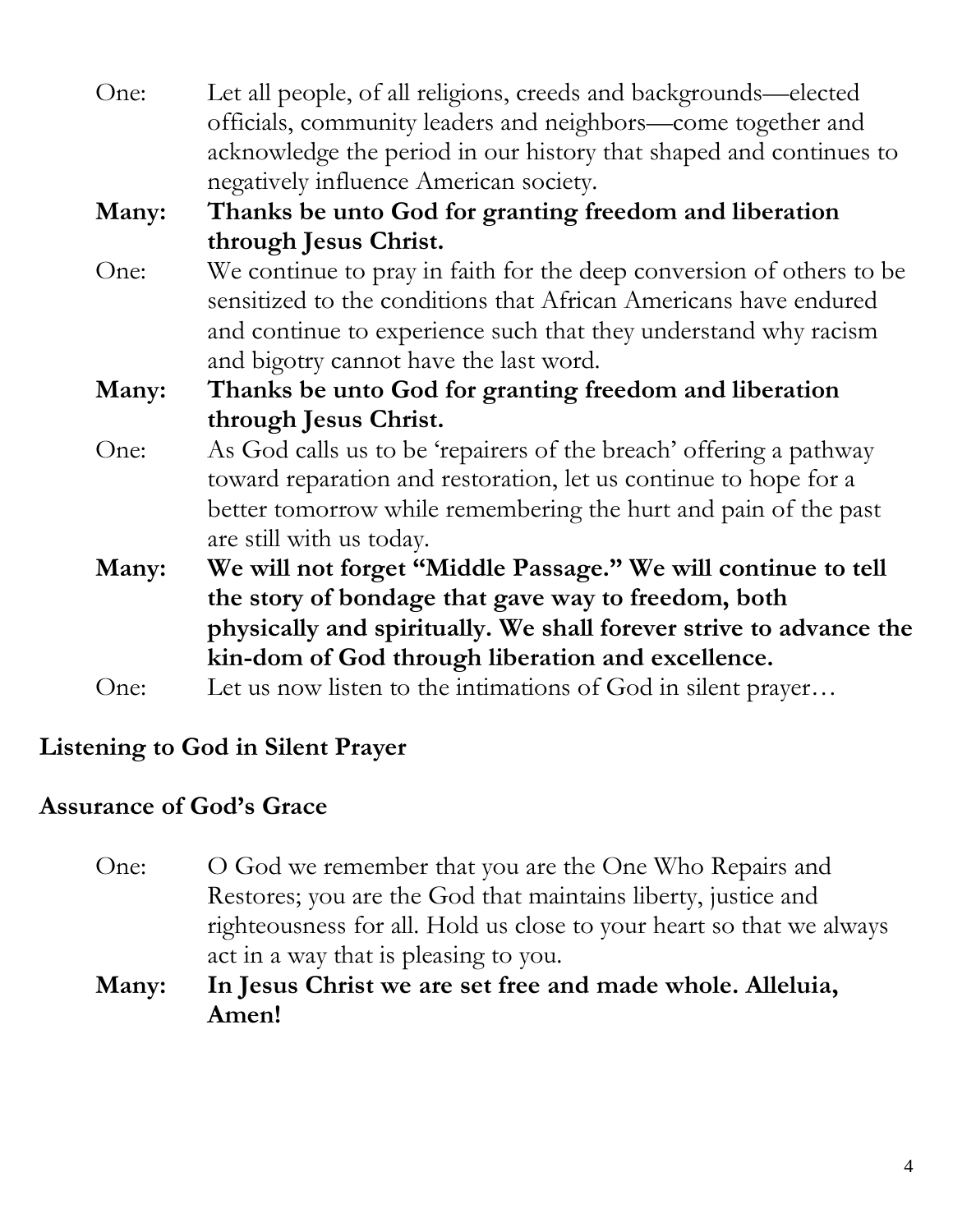One: Let all people, of all religions, creeds and backgrounds—elected officials, community leaders and neighbors—come together and acknowledge the period in our history that shaped and continues to negatively influence American society.

**Many: Thanks be unto God for granting freedom and liberation through Jesus Christ.**

One: We continue to pray in faith for the deep conversion of others to be sensitized to the conditions that African Americans have endured and continue to experience such that they understand why racism and bigotry cannot have the last word.

**Many: Thanks be unto God for granting freedom and liberation through Jesus Christ.**

One: As God calls us to be 'repairers of the breach' offering a pathway toward reparation and restoration, let us continue to hope for a better tomorrow while remembering the hurt and pain of the past are still with us today.

**Many: We will not forget "Middle Passage." We will continue to tell the story of bondage that gave way to freedom, both physically and spiritually. We shall forever strive to advance the kin-dom of God through liberation and excellence.**

One: Let us now listen to the intimations of God in silent prayer…

**Listening to God in Silent Prayer**

**Assurance of God's Grace**

One: O God we remember that you are the One Who Repairs and Restores; you are the God that maintains liberty, justice and righteousness for all. Hold us close to your heart so that we always act in a way that is pleasing to you.

**Many: In Jesus Christ we are set free and made whole. Alleluia, Amen!**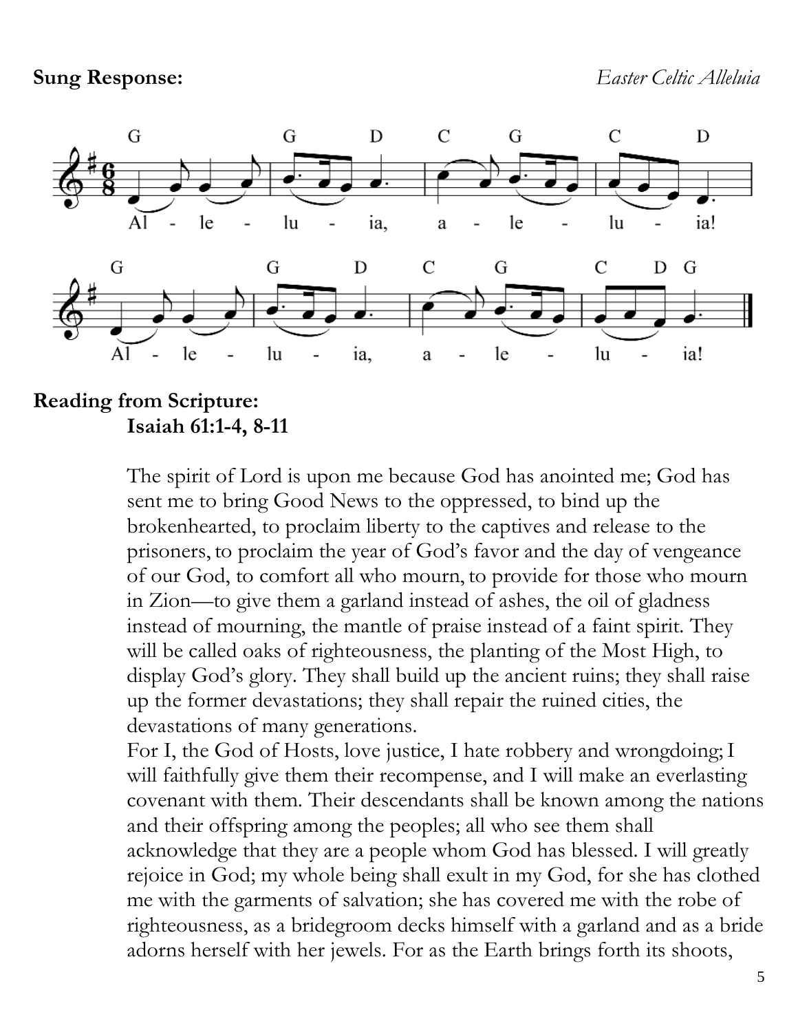**Sung Response:** *Easter Celtic Alleluia*

**Reading from Scripture:**
**Isaiah 61:1-4, 8-11**

The spirit of Lord is upon me because God has anointed me; God has sent me to bring Good News to the oppressed, to bind up the brokenhearted, to proclaim liberty to the captives and release to the prisoners, to proclaim the year of God's favor and the day of vengeance of our God, to comfort all who mourn, to provide for those who mourn in Zion—to give them a garland instead of ashes, the oil of gladness instead of mourning, the mantle of praise instead of a faint spirit. They will be called oaks of righteousness, the planting of the Most High, to display God's glory. They shall build up the ancient ruins; they shall raise up the former devastations; they shall repair the ruined cities, the devastations of many generations.

For I, the God of Hosts, love justice, I hate robbery and wrongdoing; I will faithfully give them their recompense, and I will make an everlasting covenant with them. Their descendants shall be known among the nations and their offspring among the peoples; all who see them shall acknowledge that they are a people whom God has blessed. I will greatly rejoice in God; my whole being shall exult in my God, for she has clothed me with the garments of salvation; she has covered me with the robe of righteousness, as a bridegroom decks himself with a garland and as a bride adorns herself with her jewels. For as the Earth brings forth its shoots,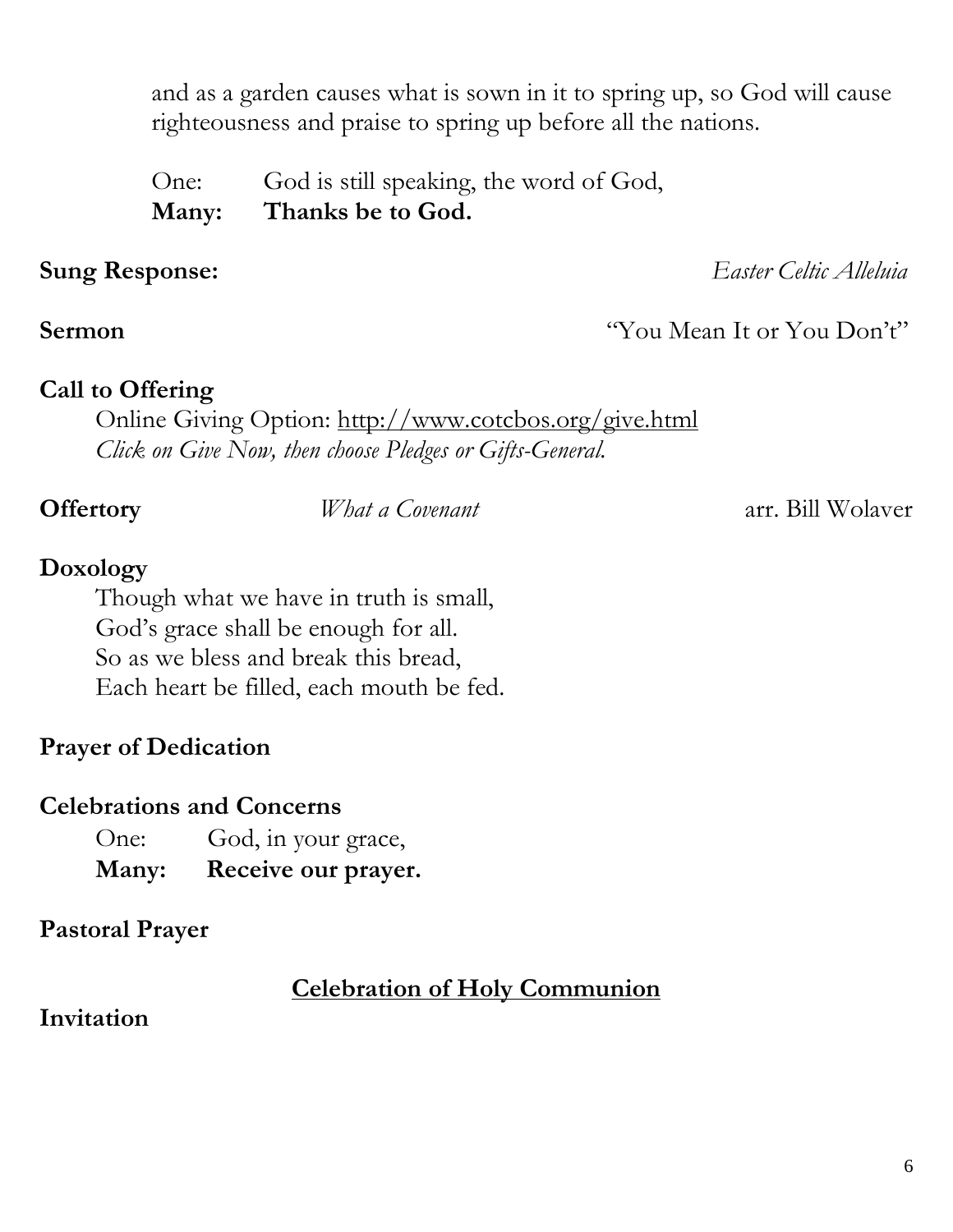and as a garden causes what is sown in it to spring up, so God will cause righteousness and praise to spring up before all the nations.

One: God is still speaking, the word of God,
**Many: Thanks be to God.**

**Sung Response:** *Easter Celtic Alleluia*

**Sermon** "You Mean It or You Don't"

**Call to Offering**

Online Giving Option: http://www.cotcbos.org/give.html
*Click on Give Now, then choose Pledges or Gifts-General.*

**Offertory** *What a Covenant* arr. Bill Wolaver

**Doxology**

Though what we have in truth is small,
God's grace shall be enough for all.
So as we bless and break this bread,
Each heart be filled, each mouth be fed.

**Prayer of Dedication**

**Celebrations and Concerns**

One: God, in your grace,
**Many: Receive our prayer.**

**Pastoral Prayer**

## Celebration of Holy Communion

**Invitation**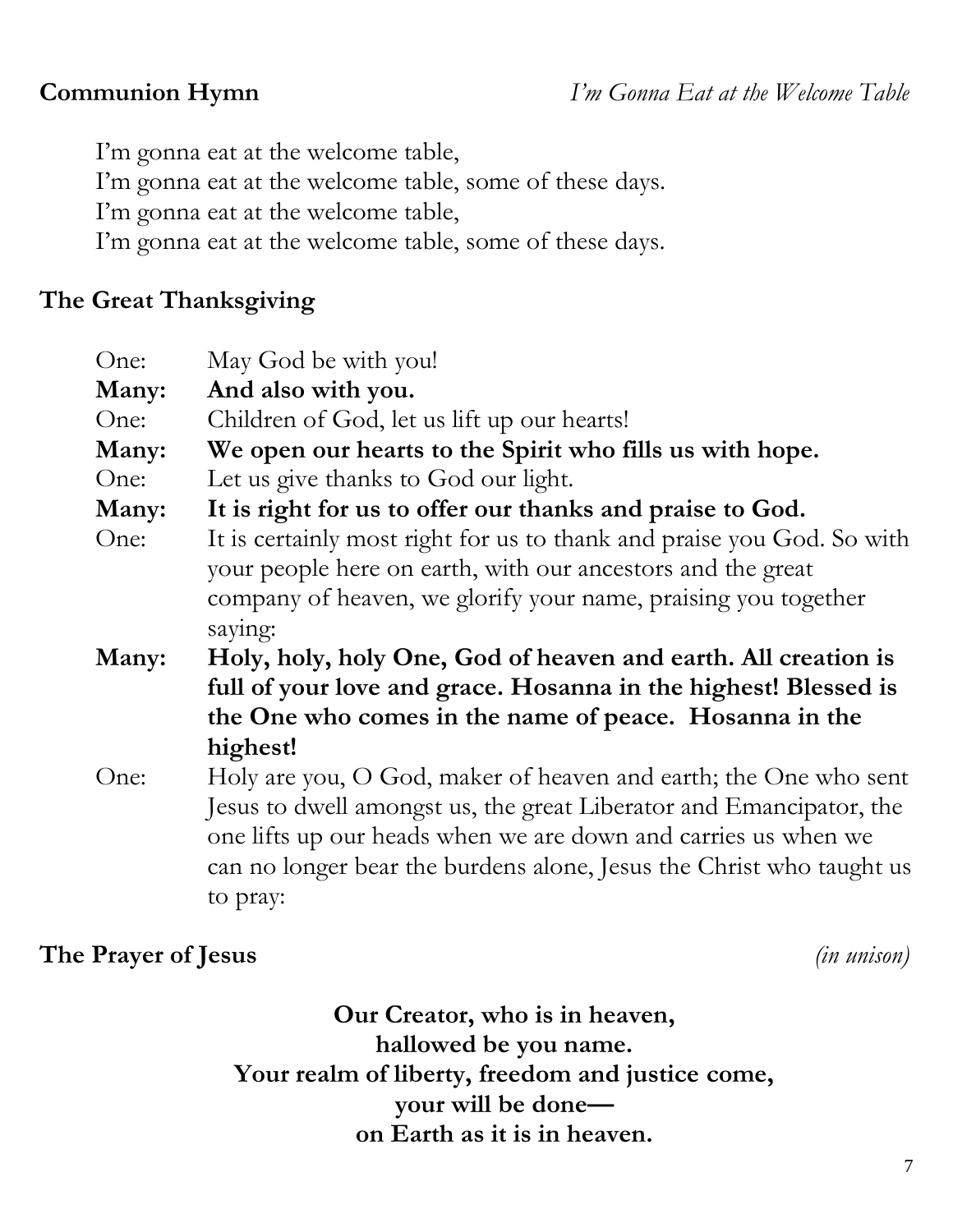**Communion Hymn** *I'm Gonna Eat at the Welcome Table*

I'm gonna eat at the welcome table,
I'm gonna eat at the welcome table, some of these days.
I'm gonna eat at the welcome table,
I'm gonna eat at the welcome table, some of these days.

**The Great Thanksgiving**

One: May God be with you!
**Many: And also with you.**
One: Children of God, let us lift up our hearts!
**Many: We open our hearts to the Spirit who fills us with hope.**
One: Let us give thanks to God our light.
**Many: It is right for us to offer our thanks and praise to God.**
One: It is certainly most right for us to thank and praise you God. So with your people here on earth, with our ancestors and the great company of heaven, we glorify your name, praising you together saying:
**Many: Holy, holy, holy One, God of heaven and earth. All creation is full of your love and grace. Hosanna in the highest! Blessed is the One who comes in the name of peace. Hosanna in the highest!**
One: Holy are you, O God, maker of heaven and earth; the One who sent Jesus to dwell amongst us, the great Liberator and Emancipator, the one lifts up our heads when we are down and carries us when we can no longer bear the burdens alone, Jesus the Christ who taught us to pray:

**The Prayer of Jesus** *(in unison)*

**Our Creator, who is in heaven,**
**hallowed be you name.**
**Your realm of liberty, freedom and justice come,**
**your will be done—**
**on Earth as it is in heaven.**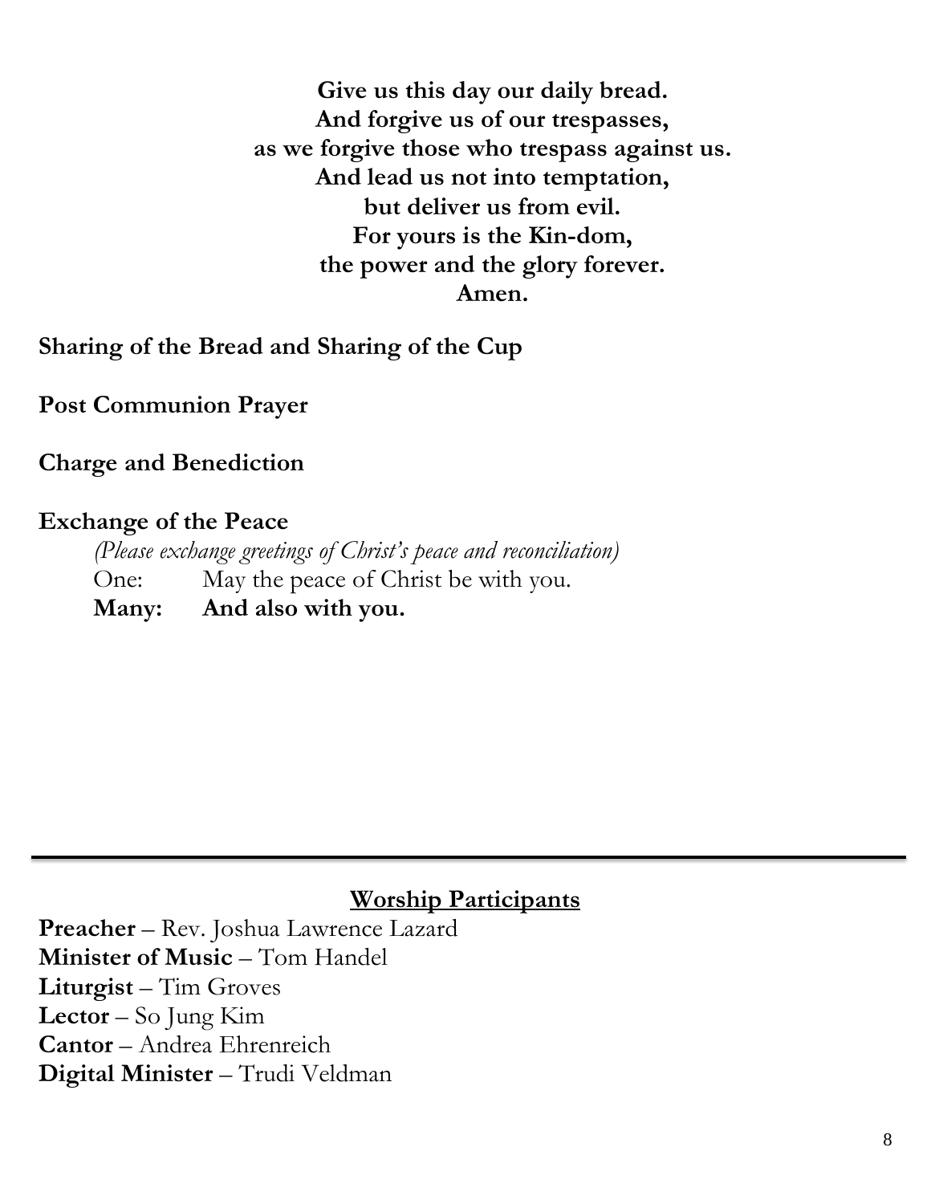**Give us this day our daily bread.**
**And forgive us of our trespasses,**
**as we forgive those who trespass against us.**
**And lead us not into temptation,**
**but deliver us from evil.**
**For yours is the Kin-dom,**
**the power and the glory forever.**
**Amen.**

**Sharing of the Bread and Sharing of the Cup**

**Post Communion Prayer**

**Charge and Benediction**

**Exchange of the Peace**

*(Please exchange greetings of Christ's peace and reconciliation)*

One: May the peace of Christ be with you.

**Many: And also with you.**

---

## Worship Participants

**Preacher** – Rev. Joshua Lawrence Lazard
**Minister of Music** – Tom Handel
**Liturgist** – Tim Groves
**Lector** – So Jung Kim
**Cantor** – Andrea Ehrenreich
**Digital Minister** – Trudi Veldman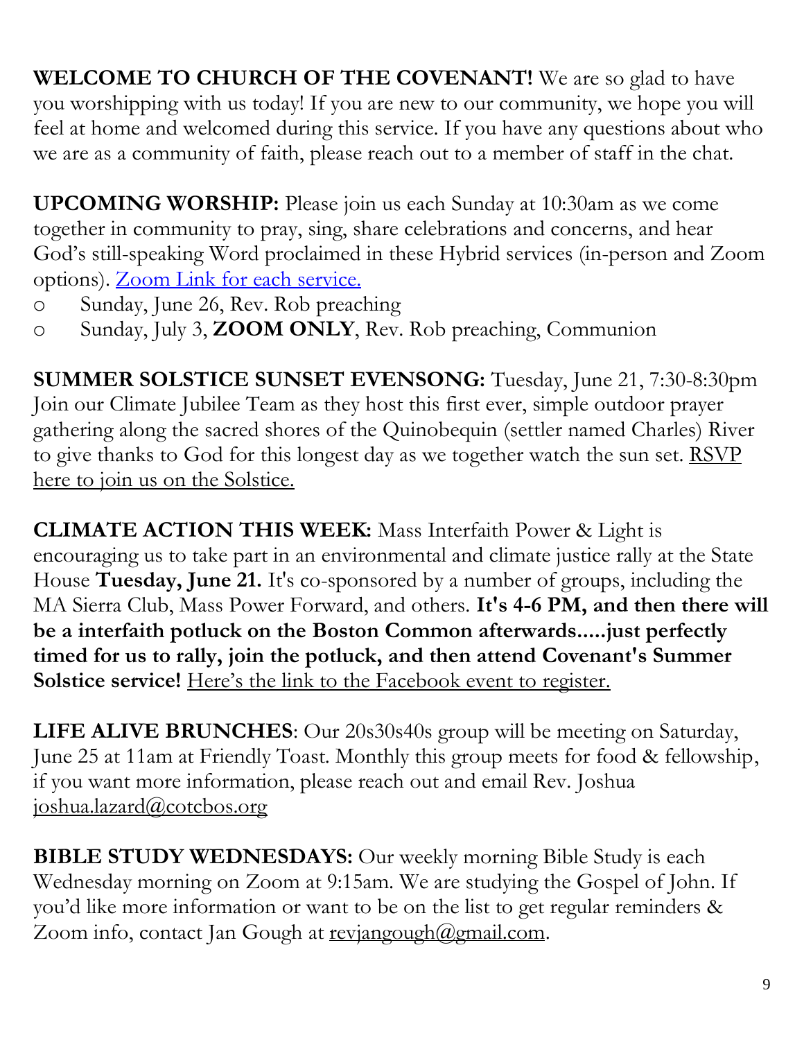**WELCOME TO CHURCH OF THE COVENANT!** We are so glad to have you worshipping with us today! If you are new to our community, we hope you will feel at home and welcomed during this service. If you have any questions about who we are as a community of faith, please reach out to a member of staff in the chat.

**UPCOMING WORSHIP:** Please join us each Sunday at 10:30am as we come together in community to pray, sing, share celebrations and concerns, and hear God's still-speaking Word proclaimed in these Hybrid services (in-person and Zoom options). Zoom Link for each service.

- Sunday, June 26, Rev. Rob preaching
- Sunday, July 3, **ZOOM ONLY**, Rev. Rob preaching, Communion

**SUMMER SOLSTICE SUNSET EVENSONG:** Tuesday, June 21, 7:30-8:30pm Join our Climate Jubilee Team as they host this first ever, simple outdoor prayer gathering along the sacred shores of the Quinobequin (settler named Charles) River to give thanks to God for this longest day as we together watch the sun set. RSVP here to join us on the Solstice.

**CLIMATE ACTION THIS WEEK:** Mass Interfaith Power & Light is encouraging us to take part in an environmental and climate justice rally at the State House **Tuesday, June 21.** It's co-sponsored by a number of groups, including the MA Sierra Club, Mass Power Forward, and others. **It's 4-6 PM, and then there will be a interfaith potluck on the Boston Common afterwards.....just perfectly timed for us to rally, join the potluck, and then attend Covenant's Summer Solstice service!** Here's the link to the Facebook event to register.

**LIFE ALIVE BRUNCHES**: Our 20s30s40s group will be meeting on Saturday, June 25 at 11am at Friendly Toast. Monthly this group meets for food & fellowship, if you want more information, please reach out and email Rev. Joshua joshua.lazard@cotcbos.org

**BIBLE STUDY WEDNESDAYS:** Our weekly morning Bible Study is each Wednesday morning on Zoom at 9:15am. We are studying the Gospel of John. If you'd like more information or want to be on the list to get regular reminders & Zoom info, contact Jan Gough at revjangough@gmail.com.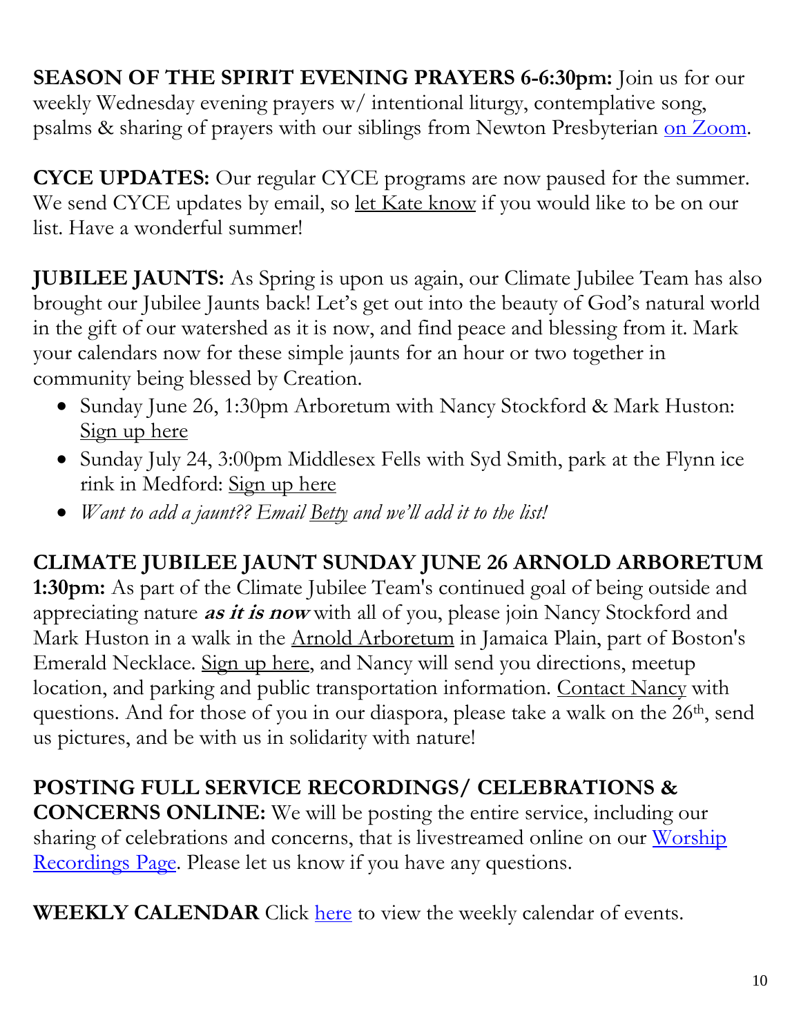**SEASON OF THE SPIRIT EVENING PRAYERS 6-6:30pm:** Join us for our weekly Wednesday evening prayers w/ intentional liturgy, contemplative song, psalms & sharing of prayers with our siblings from Newton Presbyterian on Zoom.

**CYCE UPDATES:** Our regular CYCE programs are now paused for the summer. We send CYCE updates by email, so let Kate know if you would like to be on our list. Have a wonderful summer!

**JUBILEE JAUNTS:** As Spring is upon us again, our Climate Jubilee Team has also brought our Jubilee Jaunts back! Let's get out into the beauty of God's natural world in the gift of our watershed as it is now, and find peace and blessing from it. Mark your calendars now for these simple jaunts for an hour or two together in community being blessed by Creation.

- Sunday June 26, 1:30pm Arboretum with Nancy Stockford & Mark Huston: Sign up here
- Sunday July 24, 3:00pm Middlesex Fells with Syd Smith, park at the Flynn ice rink in Medford: Sign up here
- *Want to add a jaunt?? Email Betty and we'll add it to the list!*

**CLIMATE JUBILEE JAUNT SUNDAY JUNE 26 ARNOLD ARBORETUM 1:30pm:** As part of the Climate Jubilee Team's continued goal of being outside and appreciating nature ***as it is now*** with all of you, please join Nancy Stockford and Mark Huston in a walk in the Arnold Arboretum in Jamaica Plain, part of Boston's Emerald Necklace. Sign up here, and Nancy will send you directions, meetup location, and parking and public transportation information. Contact Nancy with questions. And for those of you in our diaspora, please take a walk on the 26th, send us pictures, and be with us in solidarity with nature!

**POSTING FULL SERVICE RECORDINGS/ CELEBRATIONS & CONCERNS ONLINE:** We will be posting the entire service, including our sharing of celebrations and concerns, that is livestreamed online on our Worship Recordings Page. Please let us know if you have any questions.

**WEEKLY CALENDAR** Click here to view the weekly calendar of events.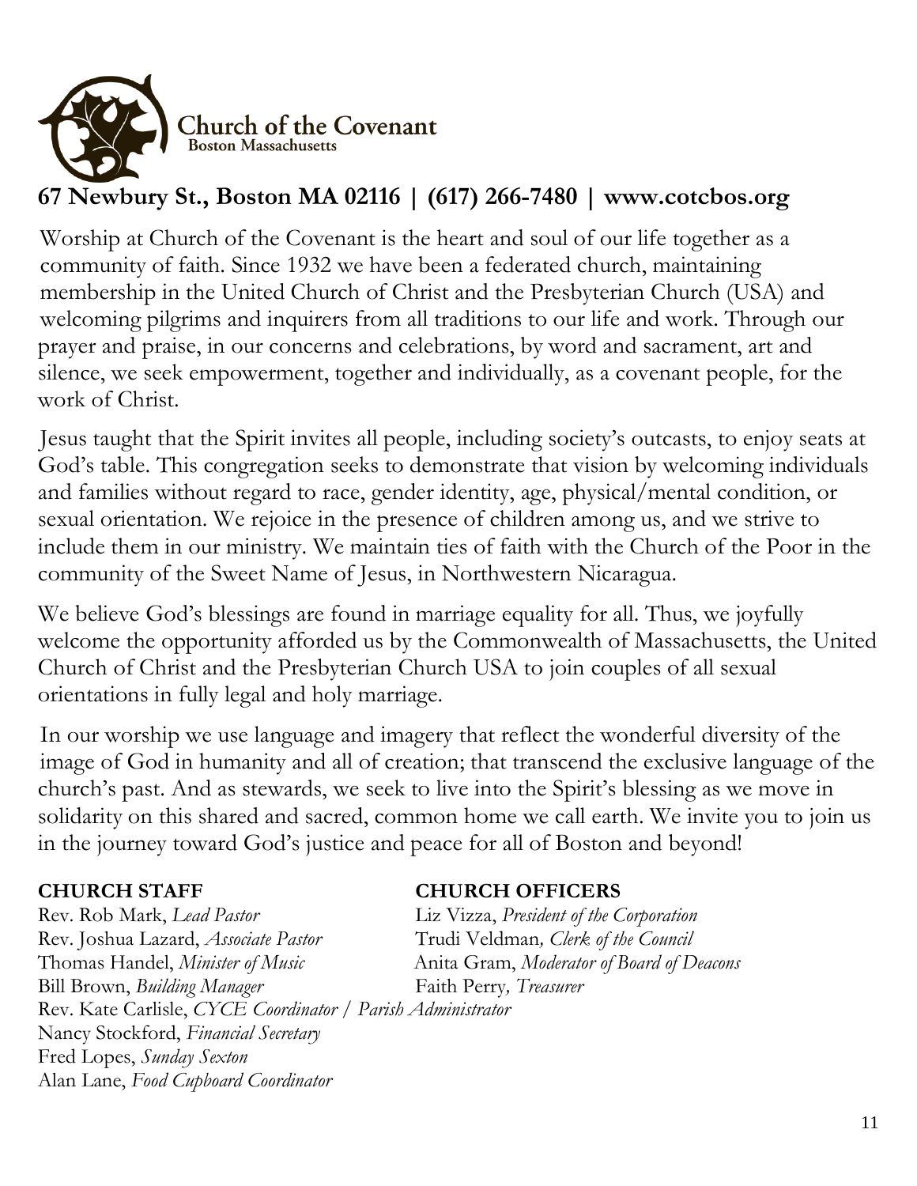**Church of the Covenant**
Boston Massachusetts

## 67 Newbury St., Boston MA 02116 | (617) 266-7480 | www.cotcbos.org

Worship at Church of the Covenant is the heart and soul of our life together as a community of faith. Since 1932 we have been a federated church, maintaining membership in the United Church of Christ and the Presbyterian Church (USA) and welcoming pilgrims and inquirers from all traditions to our life and work. Through our prayer and praise, in our concerns and celebrations, by word and sacrament, art and silence, we seek empowerment, together and individually, as a covenant people, for the work of Christ.

Jesus taught that the Spirit invites all people, including society's outcasts, to enjoy seats at God's table. This congregation seeks to demonstrate that vision by welcoming individuals and families without regard to race, gender identity, age, physical/mental condition, or sexual orientation. We rejoice in the presence of children among us, and we strive to include them in our ministry. We maintain ties of faith with the Church of the Poor in the community of the Sweet Name of Jesus, in Northwestern Nicaragua.

We believe God's blessings are found in marriage equality for all. Thus, we joyfully welcome the opportunity afforded us by the Commonwealth of Massachusetts, the United Church of Christ and the Presbyterian Church USA to join couples of all sexual orientations in fully legal and holy marriage.

In our worship we use language and imagery that reflect the wonderful diversity of the image of God in humanity and all of creation; that transcend the exclusive language of the church's past. And as stewards, we seek to live into the Spirit's blessing as we move in solidarity on this shared and sacred, common home we call earth. We invite you to join us in the journey toward God's justice and peace for all of Boston and beyond!

**CHURCH STAFF**

Rev. Rob Mark, *Lead Pastor*
Rev. Joshua Lazard, *Associate Pastor*
Thomas Handel, *Minister of Music*
Bill Brown, *Building Manager*
Rev. Kate Carlisle, *CYCE Coordinator / Parish Administrator*
Nancy Stockford, *Financial Secretary*
Fred Lopes, *Sunday Sexton*
Alan Lane, *Food Cupboard Coordinator*

**CHURCH OFFICERS**

Liz Vizza, *President of the Corporation*
Trudi Veldman, *Clerk of the Council*
Anita Gram, *Moderator of Board of Deacons*
Faith Perry, *Treasurer*